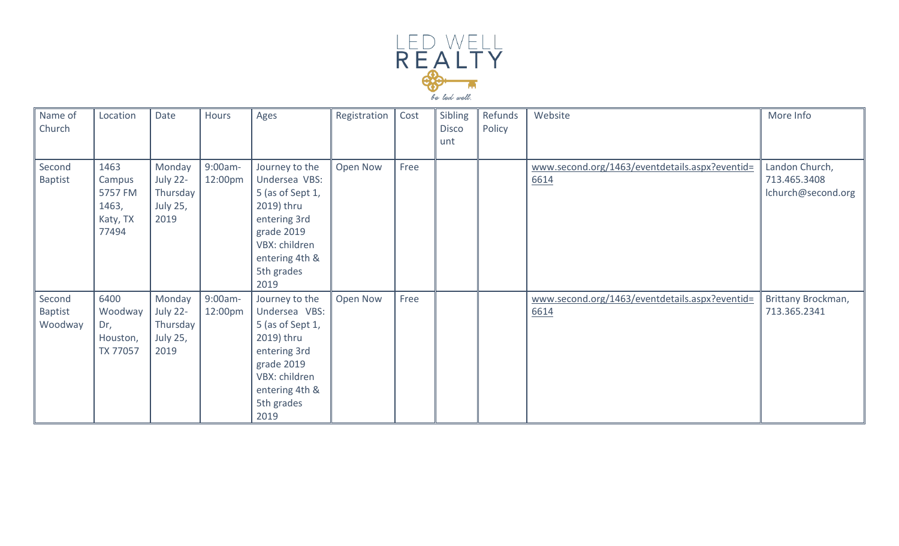LED WELL REALTY

be led well.

| Name of Church | Location | Date | Hours | Ages | Registration | Cost | Sibling Discount | Refunds Policy | Website | More Info |
|---|---|---|---|---|---|---|---|---|---|---|
| Second Baptist | 1463 Campus 5757 FM 1463, Katy, TX 77494 | Monday July 22- Thursday July 25, 2019 | 9:00am-12:00pm | Journey to the Undersea VBS: 5 (as of Sept 1, 2019) thru entering 3rd grade 2019 VBX: children entering 4th & 5th grades 2019 | Open Now | Free | | | www.second.org/1463/eventdetails.aspx?eventid=6614 | Landon Church, 713.465.3408 lchurch@second.org |
| Second Baptist Woodway | 6400 Woodway Dr, Houston, TX 77057 | Monday July 22- Thursday July 25, 2019 | 9:00am-12:00pm | Journey to the Undersea VBS: 5 (as of Sept 1, 2019) thru entering 3rd grade 2019 VBX: children entering 4th & 5th grades 2019 | Open Now | Free | | | www.second.org/1463/eventdetails.aspx?eventid=6614 | Brittany Brockman, 713.365.2341 |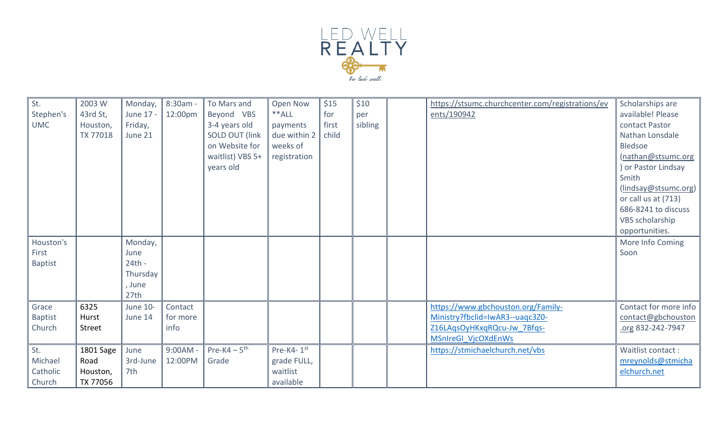LED WELL REALTY

be led well.

| | | | | | | | | | | |
|---|---|---|---|---|---|---|---|---|---|---|
| St. Stephen's UMC | 2003 W 43rd St, Houston, TX 77018 | Monday, June 17 - Friday, June 21 | 8:30am - 12:00pm | To Mars and Beyond VBS 3-4 years old SOLD OUT (link on Website for waitlist) VBS 5+ years old | Open Now **ALL payments due within 2 weeks of registration | $15 for first child | $10 per sibling | | https://stsumc.churchcenter.com/registrations/events/190942 | Scholarships are available! Please contact Pastor Nathan Lonsdale Bledsoe (nathan@stsumc.org) or Pastor Lindsay Smith (lindsay@stsumc.org) or call us at (713) 686-8241 to discuss VBS scholarship opportunities. |
| Houston's First Baptist | | Monday, June 24th - Thursday, June 27th | | | | | | | | More Info Coming Soon |
| Grace Baptist Church | 6325 Hurst Street | June 10- June 14 | Contact for more info | | | | | | https://www.gbchouston.org/Family-Ministry?fbclid=IwAR3--uaqc3Z0-Z16LAqsOyHKxqRQcu-Jw_7Bfqs-MSnIreGI_VjcOXdEnWs | Contact for more info contact@gbchouston.org 832-242-7947 |
| St. Michael Catholic Church | 1801 Sage Road Houston, TX 77056 | June 3rd-June 7th | 9:00AM - 12:00PM | Pre-K4 – 5th Grade | Pre-K4- 1st grade FULL, waitlist available | | | | https://stmichaelchurch.net/vbs | Waitlist contact : mreynolds@stmichaelchurch.net |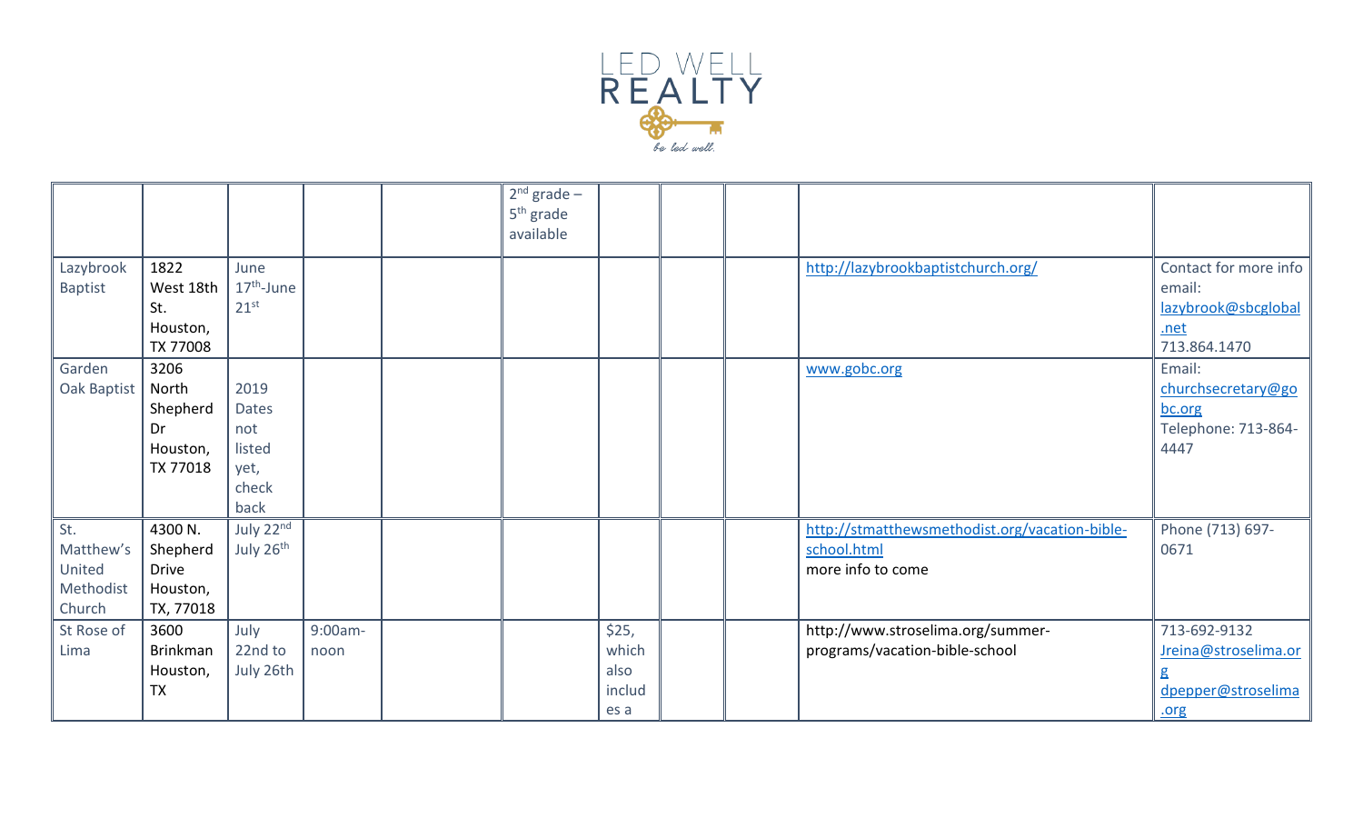LED WELL REALTY

be led well.

| | | | | | | | | | | |
|---|---|---|---|---|---|---|---|---|---|---|
| | | | | | 2nd grade – 5th grade available | | | | | |
| Lazybrook Baptist | 1822 West 18th St. Houston, TX 77008 | June 17th-June 21st | | | | | | | http://lazybrookbaptistchurch.org/ | Contact for more info email: lazybrook@sbcglobal.net 713.864.1470 |
| Garden Oak Baptist | 3206 North Shepherd Dr Houston, TX 77018 | 2019 Dates not listed yet, check back | | | | | | | www.gobc.org | Email: churchsecretary@gobc.org Telephone: 713-864-4447 |
| St. Matthew's United Methodist Church | 4300 N. Shepherd Drive Houston, TX, 77018 | July 22nd July 26th | | | | | | | http://stmatthewsmethodist.org/vacation-bible-school.html more info to come | Phone (713) 697-0671 |
| St Rose of Lima | 3600 Brinkman Houston, TX | July 22nd to July 26th | 9:00am-noon | | | $25, which also includes a | | | http://www.stroselima.org/summer-programs/vacation-bible-school | 713-692-9132 Jreina@stroselima.org dpepper@stroselima.org |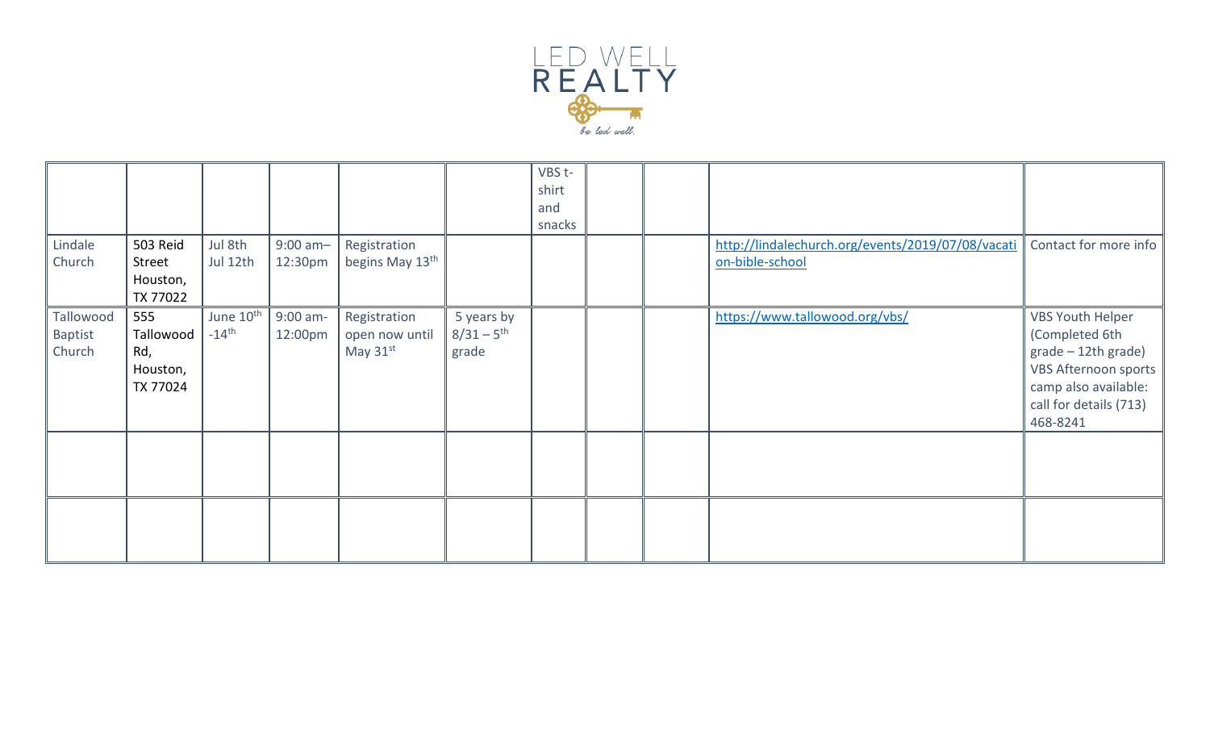LED WELL REALTY

be led well.

| | | | | | | | | | | |
|---|---|---|---|---|---|---|---|---|---|---|
| | | | | | | VBS t-shirt and snacks | | | | |
| Lindale Church | 503 Reid Street Houston, TX 77022 | Jul 8th Jul 12th | 9:00 am–12:30pm | Registration begins May 13th | | | | | http://lindalechurch.org/events/2019/07/08/vacation-bible-school | Contact for more info |
| Tallowood Baptist Church | 555 Tallowood Rd, Houston, TX 77024 | June 10th -14th | 9:00 am-12:00pm | Registration open now until May 31st | 5 years by 8/31 – 5th grade | | | | https://www.tallowood.org/vbs/ | VBS Youth Helper (Completed 6th grade – 12th grade) VBS Afternoon sports camp also available: call for details (713) 468-8241 |
| | | | | | | | | | | |
| | | | | | | | | | | |